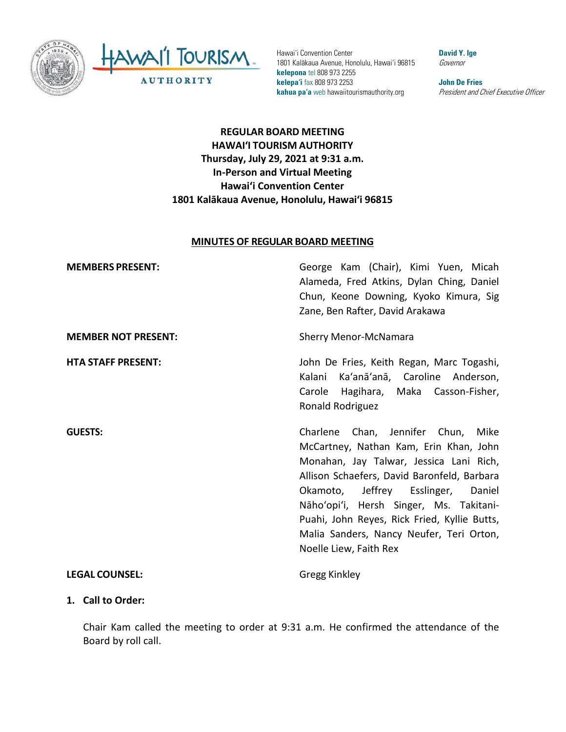Hawaiʻi Convention Center
1801 Kalākaua Avenue, Honolulu, Hawaiʻi 96815
**kelepona** tel 808 973 2255
**kelepaʻi** fax 808 973 2253
**kahua paʻa** web hawaiitourismauthority.org

**David Y. Ige**
*Governor*

**John De Fries**
*President and Chief Executive Officer*

**REGULAR BOARD MEETING**
**HAWAIʻI TOURISM AUTHORITY**
**Thursday, July 29, 2021 at 9:31 a.m.**
**In-Person and Virtual Meeting**
**Hawaiʻi Convention Center**
**1801 Kalākaua Avenue, Honolulu, Hawaiʻi 96815**

## MINUTES OF REGULAR BOARD MEETING

| | |
|---|---|
| **MEMBERS PRESENT:** | George Kam (Chair), Kimi Yuen, Micah Alameda, Fred Atkins, Dylan Ching, Daniel Chun, Keone Downing, Kyoko Kimura, Sig Zane, Ben Rafter, David Arakawa |
| **MEMBER NOT PRESENT:** | Sherry Menor-McNamara |
| **HTA STAFF PRESENT:** | John De Fries, Keith Regan, Marc Togashi, Kalani Kaʻanāʻanā, Caroline Anderson, Carole Hagihara, Maka Casson-Fisher, Ronald Rodriguez |
| **GUESTS:** | Charlene Chan, Jennifer Chun, Mike McCartney, Nathan Kam, Erin Khan, John Monahan, Jay Talwar, Jessica Lani Rich, Allison Schaefers, David Baronfeld, Barbara Okamoto, Jeffrey Esslinger, Daniel Nāhoʻopiʻi, Hersh Singer, Ms. Takitani-Puahi, John Reyes, Rick Fried, Kyllie Butts, Malia Sanders, Nancy Neufer, Teri Orton, Noelle Liew, Faith Rex |
| **LEGAL COUNSEL:** | Gregg Kinkley |

**1. Call to Order:**

Chair Kam called the meeting to order at 9:31 a.m. He confirmed the attendance of the Board by roll call.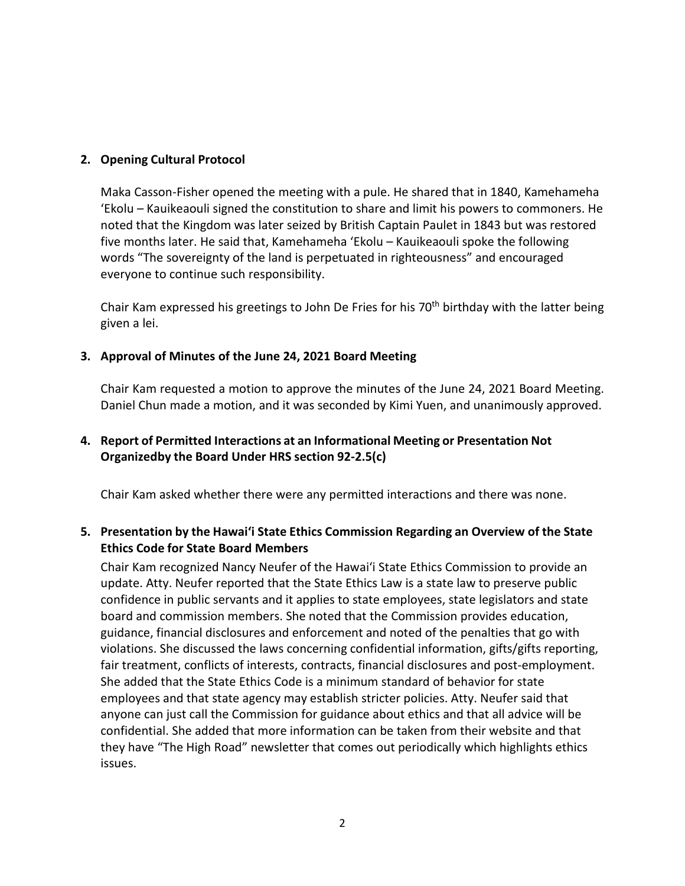## 2. Opening Cultural Protocol

Maka Casson-Fisher opened the meeting with a pule. He shared that in 1840, Kamehameha ʻEkolu – Kauikeaouli signed the constitution to share and limit his powers to commoners. He noted that the Kingdom was later seized by British Captain Paulet in 1843 but was restored five months later. He said that, Kamehameha ʻEkolu – Kauikeaouli spoke the following words "The sovereignty of the land is perpetuated in righteousness" and encouraged everyone to continue such responsibility.

Chair Kam expressed his greetings to John De Fries for his 70th birthday with the latter being given a lei.

## 3. Approval of Minutes of the June 24, 2021 Board Meeting

Chair Kam requested a motion to approve the minutes of the June 24, 2021 Board Meeting. Daniel Chun made a motion, and it was seconded by Kimi Yuen, and unanimously approved.

## 4. Report of Permitted Interactions at an Informational Meeting or Presentation Not Organizedby the Board Under HRS section 92-2.5(c)

Chair Kam asked whether there were any permitted interactions and there was none.

## 5. Presentation by the Hawaiʻi State Ethics Commission Regarding an Overview of the State Ethics Code for State Board Members

Chair Kam recognized Nancy Neufer of the Hawaiʻi State Ethics Commission to provide an update. Atty. Neufer reported that the State Ethics Law is a state law to preserve public confidence in public servants and it applies to state employees, state legislators and state board and commission members. She noted that the Commission provides education, guidance, financial disclosures and enforcement and noted of the penalties that go with violations. She discussed the laws concerning confidential information, gifts/gifts reporting, fair treatment, conflicts of interests, contracts, financial disclosures and post-employment. She added that the State Ethics Code is a minimum standard of behavior for state employees and that state agency may establish stricter policies. Atty. Neufer said that anyone can just call the Commission for guidance about ethics and that all advice will be confidential. She added that more information can be taken from their website and that they have "The High Road" newsletter that comes out periodically which highlights ethics issues.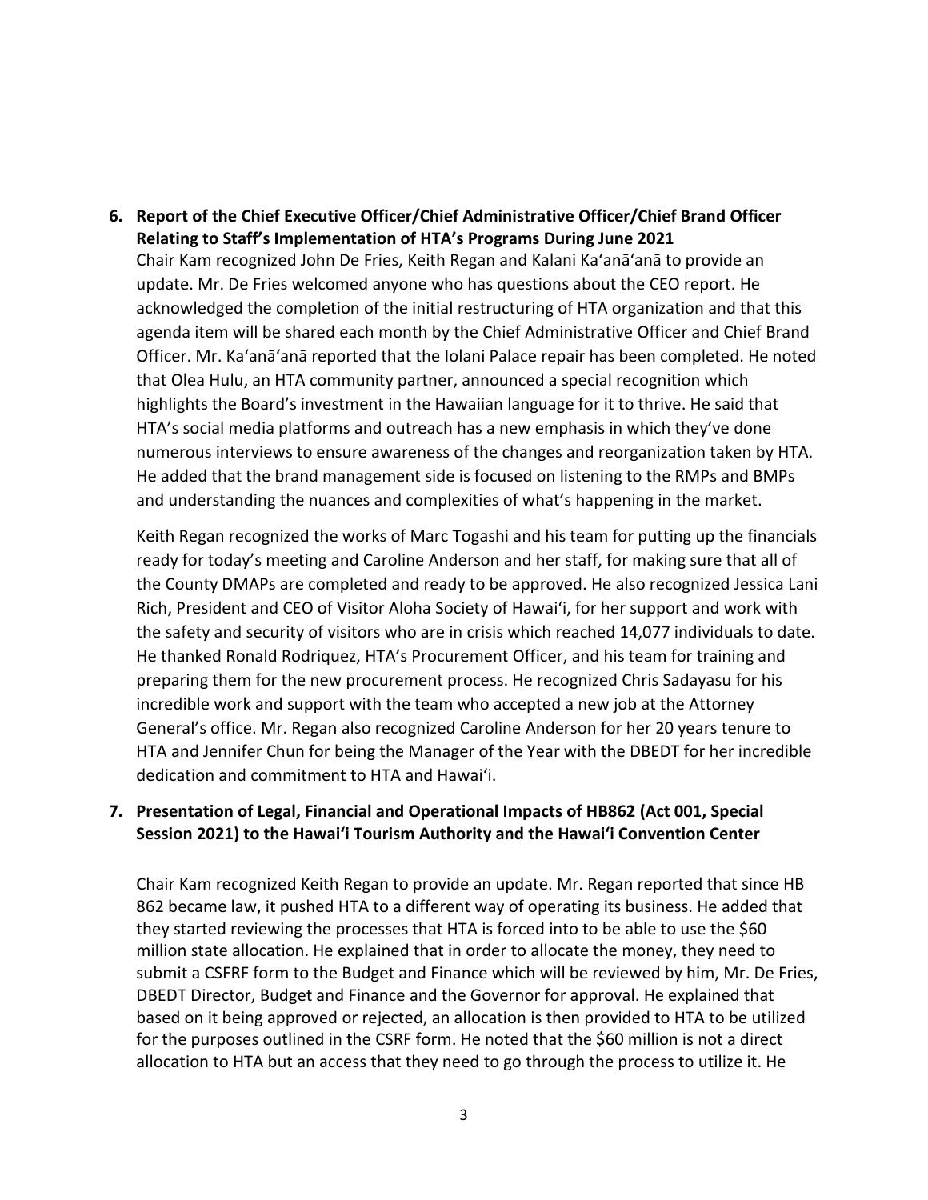**6. Report of the Chief Executive Officer/Chief Administrative Officer/Chief Brand Officer Relating to Staff's Implementation of HTA's Programs During June 2021**

Chair Kam recognized John De Fries, Keith Regan and Kalani Ka'anā'anā to provide an update. Mr. De Fries welcomed anyone who has questions about the CEO report. He acknowledged the completion of the initial restructuring of HTA organization and that this agenda item will be shared each month by the Chief Administrative Officer and Chief Brand Officer. Mr. Ka'anā'anā reported that the Iolani Palace repair has been completed. He noted that Olea Hulu, an HTA community partner, announced a special recognition which highlights the Board's investment in the Hawaiian language for it to thrive. He said that HTA's social media platforms and outreach has a new emphasis in which they've done numerous interviews to ensure awareness of the changes and reorganization taken by HTA. He added that the brand management side is focused on listening to the RMPs and BMPs and understanding the nuances and complexities of what's happening in the market.

Keith Regan recognized the works of Marc Togashi and his team for putting up the financials ready for today's meeting and Caroline Anderson and her staff, for making sure that all of the County DMAPs are completed and ready to be approved. He also recognized Jessica Lani Rich, President and CEO of Visitor Aloha Society of Hawai'i, for her support and work with the safety and security of visitors who are in crisis which reached 14,077 individuals to date. He thanked Ronald Rodriquez, HTA's Procurement Officer, and his team for training and preparing them for the new procurement process. He recognized Chris Sadayasu for his incredible work and support with the team who accepted a new job at the Attorney General's office. Mr. Regan also recognized Caroline Anderson for her 20 years tenure to HTA and Jennifer Chun for being the Manager of the Year with the DBEDT for her incredible dedication and commitment to HTA and Hawai'i.

**7. Presentation of Legal, Financial and Operational Impacts of HB862 (Act 001, Special Session 2021) to the Hawai'i Tourism Authority and the Hawai'i Convention Center**

Chair Kam recognized Keith Regan to provide an update. Mr. Regan reported that since HB 862 became law, it pushed HTA to a different way of operating its business. He added that they started reviewing the processes that HTA is forced into to be able to use the $60 million state allocation. He explained that in order to allocate the money, they need to submit a CSFRF form to the Budget and Finance which will be reviewed by him, Mr. De Fries, DBEDT Director, Budget and Finance and the Governor for approval. He explained that based on it being approved or rejected, an allocation is then provided to HTA to be utilized for the purposes outlined in the CSRF form. He noted that the $60 million is not a direct allocation to HTA but an access that they need to go through the process to utilize it. He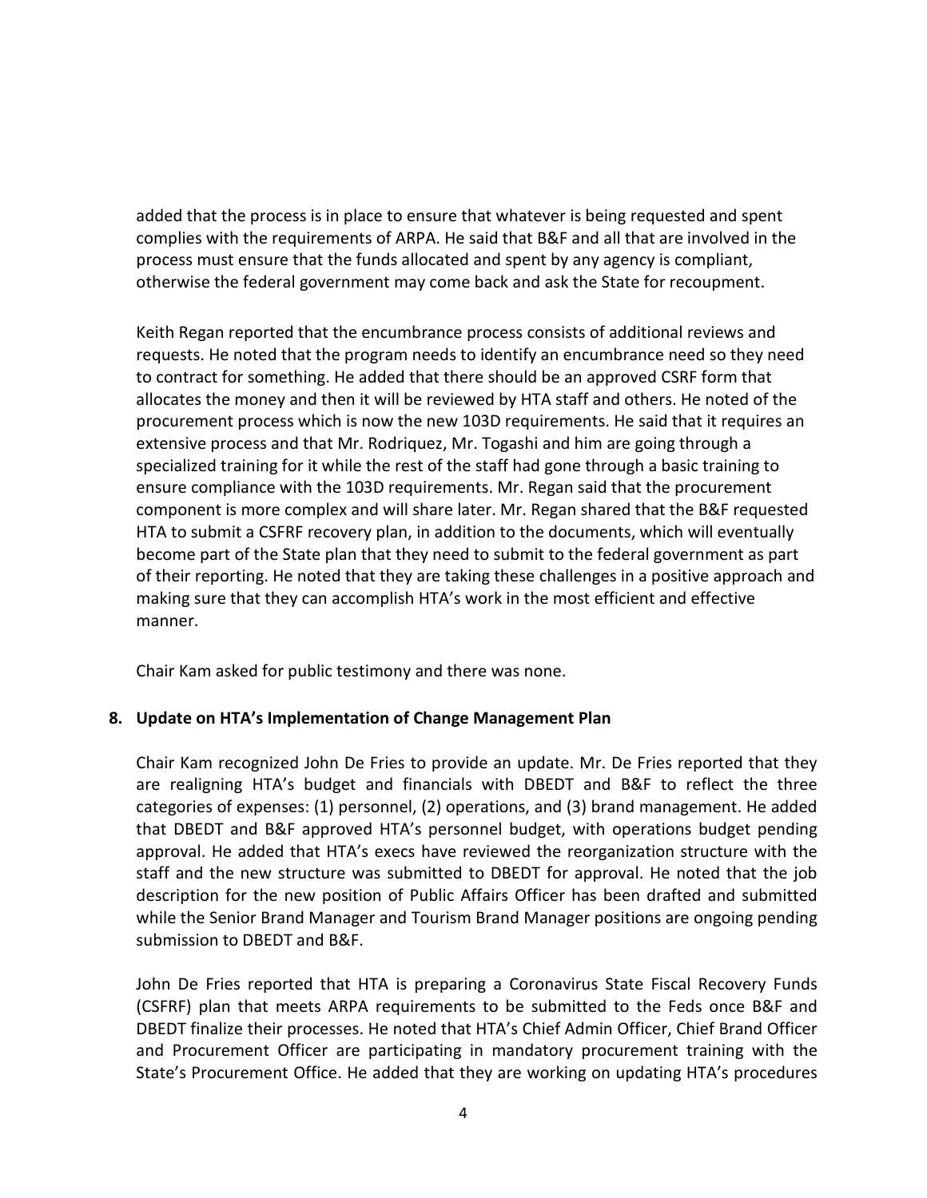added that the process is in place to ensure that whatever is being requested and spent complies with the requirements of ARPA. He said that B&F and all that are involved in the process must ensure that the funds allocated and spent by any agency is compliant, otherwise the federal government may come back and ask the State for recoupment.

Keith Regan reported that the encumbrance process consists of additional reviews and requests. He noted that the program needs to identify an encumbrance need so they need to contract for something. He added that there should be an approved CSRF form that allocates the money and then it will be reviewed by HTA staff and others. He noted of the procurement process which is now the new 103D requirements. He said that it requires an extensive process and that Mr. Rodriquez, Mr. Togashi and him are going through a specialized training for it while the rest of the staff had gone through a basic training to ensure compliance with the 103D requirements. Mr. Regan said that the procurement component is more complex and will share later. Mr. Regan shared that the B&F requested HTA to submit a CSFRF recovery plan, in addition to the documents, which will eventually become part of the State plan that they need to submit to the federal government as part of their reporting. He noted that they are taking these challenges in a positive approach and making sure that they can accomplish HTA's work in the most efficient and effective manner.

Chair Kam asked for public testimony and there was none.

**8. Update on HTA's Implementation of Change Management Plan**

Chair Kam recognized John De Fries to provide an update. Mr. De Fries reported that they are realigning HTA's budget and financials with DBEDT and B&F to reflect the three categories of expenses: (1) personnel, (2) operations, and (3) brand management. He added that DBEDT and B&F approved HTA's personnel budget, with operations budget pending approval. He added that HTA's execs have reviewed the reorganization structure with the staff and the new structure was submitted to DBEDT for approval. He noted that the job description for the new position of Public Affairs Officer has been drafted and submitted while the Senior Brand Manager and Tourism Brand Manager positions are ongoing pending submission to DBEDT and B&F.

John De Fries reported that HTA is preparing a Coronavirus State Fiscal Recovery Funds (CSFRF) plan that meets ARPA requirements to be submitted to the Feds once B&F and DBEDT finalize their processes. He noted that HTA's Chief Admin Officer, Chief Brand Officer and Procurement Officer are participating in mandatory procurement training with the State's Procurement Office. He added that they are working on updating HTA's procedures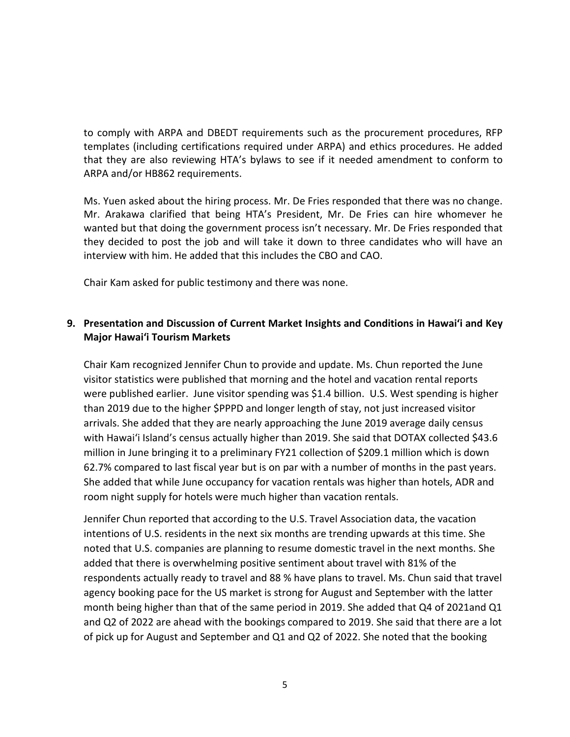to comply with ARPA and DBEDT requirements such as the procurement procedures, RFP templates (including certifications required under ARPA) and ethics procedures. He added that they are also reviewing HTA's bylaws to see if it needed amendment to conform to ARPA and/or HB862 requirements.

Ms. Yuen asked about the hiring process. Mr. De Fries responded that there was no change. Mr. Arakawa clarified that being HTA's President, Mr. De Fries can hire whomever he wanted but that doing the government process isn't necessary. Mr. De Fries responded that they decided to post the job and will take it down to three candidates who will have an interview with him. He added that this includes the CBO and CAO.

Chair Kam asked for public testimony and there was none.

**9. Presentation and Discussion of Current Market Insights and Conditions in Hawaiʻi and Key Major Hawaiʻi Tourism Markets**

Chair Kam recognized Jennifer Chun to provide and update. Ms. Chun reported the June visitor statistics were published that morning and the hotel and vacation rental reports were published earlier. June visitor spending was $1.4 billion. U.S. West spending is higher than 2019 due to the higher $PPPD and longer length of stay, not just increased visitor arrivals. She added that they are nearly approaching the June 2019 average daily census with Hawaiʻi Island's census actually higher than 2019. She said that DOTAX collected $43.6 million in June bringing it to a preliminary FY21 collection of $209.1 million which is down 62.7% compared to last fiscal year but is on par with a number of months in the past years. She added that while June occupancy for vacation rentals was higher than hotels, ADR and room night supply for hotels were much higher than vacation rentals.

Jennifer Chun reported that according to the U.S. Travel Association data, the vacation intentions of U.S. residents in the next six months are trending upwards at this time. She noted that U.S. companies are planning to resume domestic travel in the next months. She added that there is overwhelming positive sentiment about travel with 81% of the respondents actually ready to travel and 88 % have plans to travel. Ms. Chun said that travel agency booking pace for the US market is strong for August and September with the latter month being higher than that of the same period in 2019. She added that Q4 of 2021and Q1 and Q2 of 2022 are ahead with the bookings compared to 2019. She said that there are a lot of pick up for August and September and Q1 and Q2 of 2022. She noted that the booking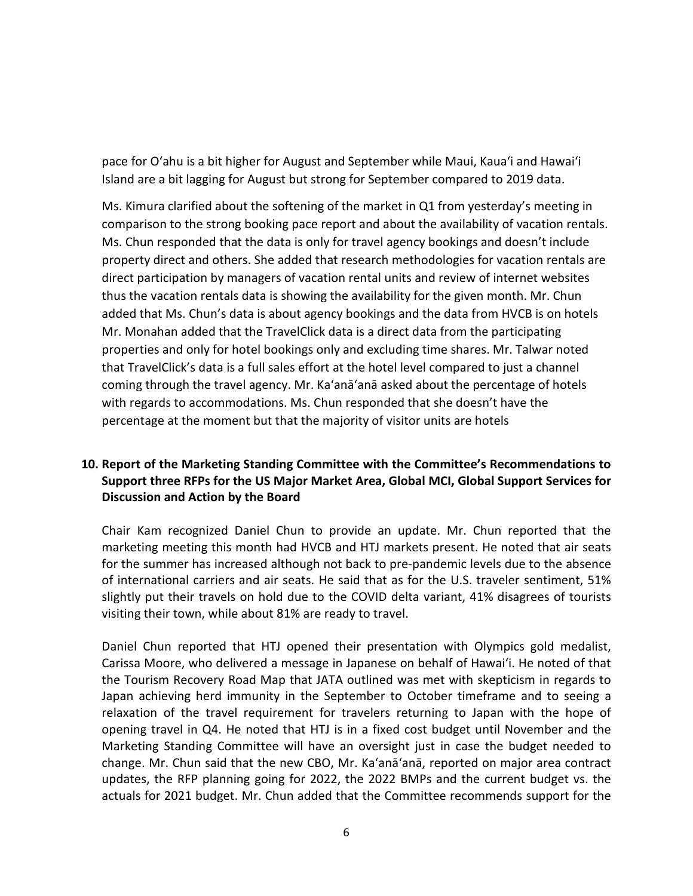pace for Oʻahu is a bit higher for August and September while Maui, Kauaʻi and Hawaiʻi Island are a bit lagging for August but strong for September compared to 2019 data.

Ms. Kimura clarified about the softening of the market in Q1 from yesterday's meeting in comparison to the strong booking pace report and about the availability of vacation rentals. Ms. Chun responded that the data is only for travel agency bookings and doesn't include property direct and others. She added that research methodologies for vacation rentals are direct participation by managers of vacation rental units and review of internet websites thus the vacation rentals data is showing the availability for the given month. Mr. Chun added that Ms. Chun's data is about agency bookings and the data from HVCB is on hotels Mr. Monahan added that the TravelClick data is a direct data from the participating properties and only for hotel bookings only and excluding time shares. Mr. Talwar noted that TravelClick's data is a full sales effort at the hotel level compared to just a channel coming through the travel agency. Mr. Kaʻanāʻanā asked about the percentage of hotels with regards to accommodations. Ms. Chun responded that she doesn't have the percentage at the moment but that the majority of visitor units are hotels

## 10. Report of the Marketing Standing Committee with the Committee's Recommendations to Support three RFPs for the US Major Market Area, Global MCI, Global Support Services for Discussion and Action by the Board

Chair Kam recognized Daniel Chun to provide an update. Mr. Chun reported that the marketing meeting this month had HVCB and HTJ markets present. He noted that air seats for the summer has increased although not back to pre-pandemic levels due to the absence of international carriers and air seats. He said that as for the U.S. traveler sentiment, 51% slightly put their travels on hold due to the COVID delta variant, 41% disagrees of tourists visiting their town, while about 81% are ready to travel.

Daniel Chun reported that HTJ opened their presentation with Olympics gold medalist, Carissa Moore, who delivered a message in Japanese on behalf of Hawaiʻi. He noted of that the Tourism Recovery Road Map that JATA outlined was met with skepticism in regards to Japan achieving herd immunity in the September to October timeframe and to seeing a relaxation of the travel requirement for travelers returning to Japan with the hope of opening travel in Q4. He noted that HTJ is in a fixed cost budget until November and the Marketing Standing Committee will have an oversight just in case the budget needed to change. Mr. Chun said that the new CBO, Mr. Kaʻanāʻanā, reported on major area contract updates, the RFP planning going for 2022, the 2022 BMPs and the current budget vs. the actuals for 2021 budget. Mr. Chun added that the Committee recommends support for the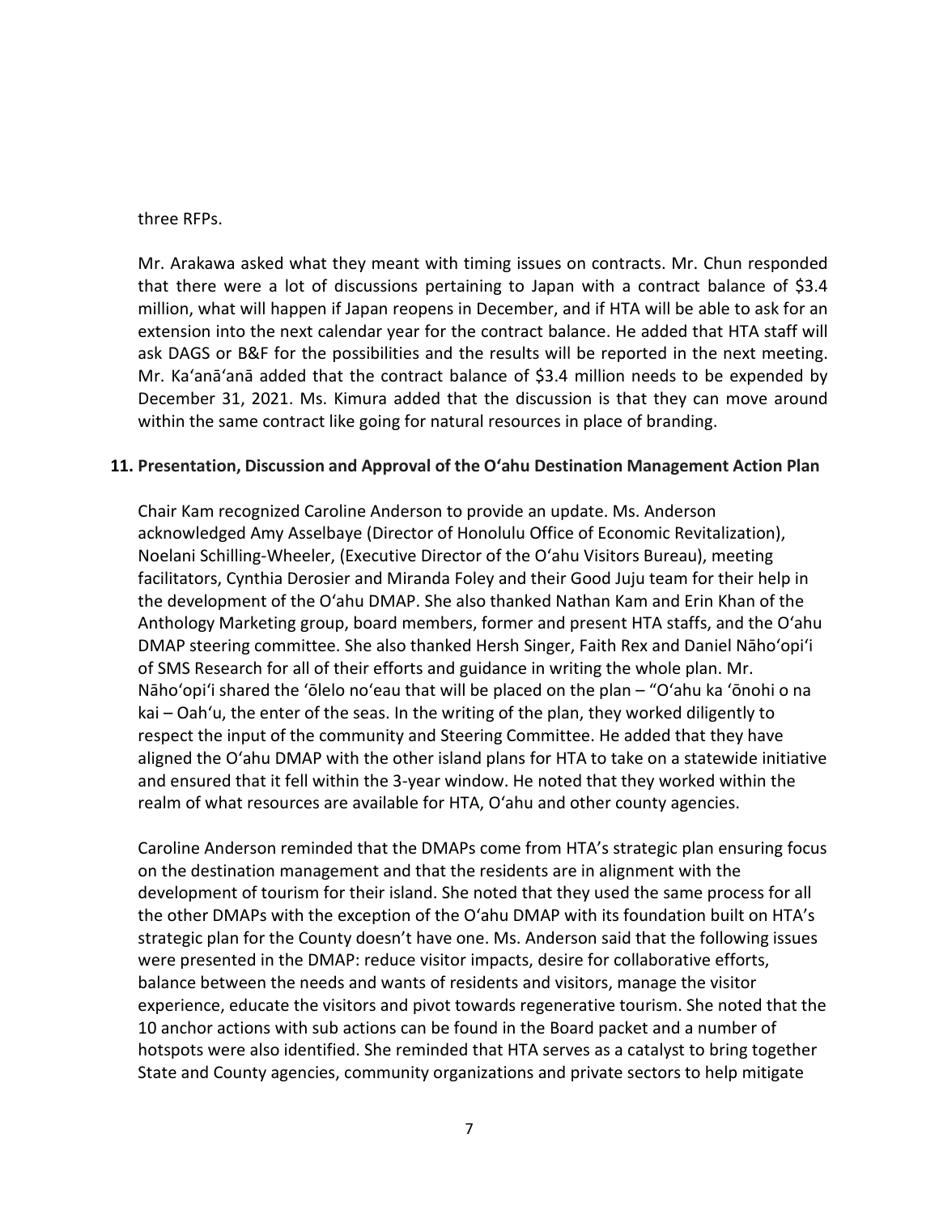three RFPs.

Mr. Arakawa asked what they meant with timing issues on contracts. Mr. Chun responded that there were a lot of discussions pertaining to Japan with a contract balance of $3.4 million, what will happen if Japan reopens in December, and if HTA will be able to ask for an extension into the next calendar year for the contract balance. He added that HTA staff will ask DAGS or B&F for the possibilities and the results will be reported in the next meeting. Mr. Ka'anā'anā added that the contract balance of $3.4 million needs to be expended by December 31, 2021. Ms. Kimura added that the discussion is that they can move around within the same contract like going for natural resources in place of branding.

**11. Presentation, Discussion and Approval of the O'ahu Destination Management Action Plan**

Chair Kam recognized Caroline Anderson to provide an update. Ms. Anderson acknowledged Amy Asselbaye (Director of Honolulu Office of Economic Revitalization), Noelani Schilling-Wheeler, (Executive Director of the O'ahu Visitors Bureau), meeting facilitators, Cynthia Derosier and Miranda Foley and their Good Juju team for their help in the development of the O'ahu DMAP. She also thanked Nathan Kam and Erin Khan of the Anthology Marketing group, board members, former and present HTA staffs, and the O'ahu DMAP steering committee. She also thanked Hersh Singer, Faith Rex and Daniel Nāho'opi'i of SMS Research for all of their efforts and guidance in writing the whole plan. Mr. Nāho'opi'i shared the 'ōlelo no'eau that will be placed on the plan – "O'ahu ka 'ōnohi o na kai – Oah'u, the enter of the seas. In the writing of the plan, they worked diligently to respect the input of the community and Steering Committee. He added that they have aligned the O'ahu DMAP with the other island plans for HTA to take on a statewide initiative and ensured that it fell within the 3-year window. He noted that they worked within the realm of what resources are available for HTA, O'ahu and other county agencies.

Caroline Anderson reminded that the DMAPs come from HTA's strategic plan ensuring focus on the destination management and that the residents are in alignment with the development of tourism for their island. She noted that they used the same process for all the other DMAPs with the exception of the O'ahu DMAP with its foundation built on HTA's strategic plan for the County doesn't have one. Ms. Anderson said that the following issues were presented in the DMAP: reduce visitor impacts, desire for collaborative efforts, balance between the needs and wants of residents and visitors, manage the visitor experience, educate the visitors and pivot towards regenerative tourism. She noted that the 10 anchor actions with sub actions can be found in the Board packet and a number of hotspots were also identified. She reminded that HTA serves as a catalyst to bring together State and County agencies, community organizations and private sectors to help mitigate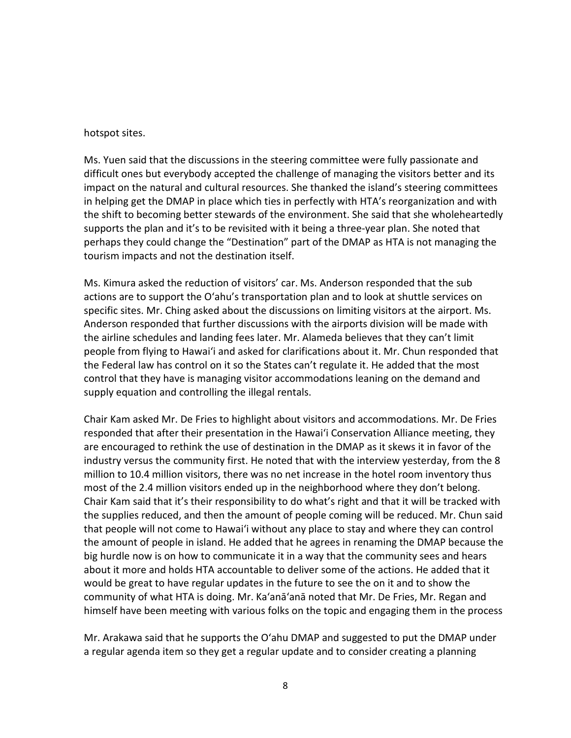hotspot sites.

Ms. Yuen said that the discussions in the steering committee were fully passionate and difficult ones but everybody accepted the challenge of managing the visitors better and its impact on the natural and cultural resources. She thanked the island's steering committees in helping get the DMAP in place which ties in perfectly with HTA's reorganization and with the shift to becoming better stewards of the environment. She said that she wholeheartedly supports the plan and it's to be revisited with it being a three-year plan. She noted that perhaps they could change the "Destination" part of the DMAP as HTA is not managing the tourism impacts and not the destination itself.

Ms. Kimura asked the reduction of visitors' car. Ms. Anderson responded that the sub actions are to support the O'ahu's transportation plan and to look at shuttle services on specific sites. Mr. Ching asked about the discussions on limiting visitors at the airport. Ms. Anderson responded that further discussions with the airports division will be made with the airline schedules and landing fees later. Mr. Alameda believes that they can't limit people from flying to Hawai'i and asked for clarifications about it. Mr. Chun responded that the Federal law has control on it so the States can't regulate it. He added that the most control that they have is managing visitor accommodations leaning on the demand and supply equation and controlling the illegal rentals.

Chair Kam asked Mr. De Fries to highlight about visitors and accommodations. Mr. De Fries responded that after their presentation in the Hawai'i Conservation Alliance meeting, they are encouraged to rethink the use of destination in the DMAP as it skews it in favor of the industry versus the community first. He noted that with the interview yesterday, from the 8 million to 10.4 million visitors, there was no net increase in the hotel room inventory thus most of the 2.4 million visitors ended up in the neighborhood where they don't belong. Chair Kam said that it's their responsibility to do what's right and that it will be tracked with the supplies reduced, and then the amount of people coming will be reduced. Mr. Chun said that people will not come to Hawai'i without any place to stay and where they can control the amount of people in island. He added that he agrees in renaming the DMAP because the big hurdle now is on how to communicate it in a way that the community sees and hears about it more and holds HTA accountable to deliver some of the actions. He added that it would be great to have regular updates in the future to see the on it and to show the community of what HTA is doing. Mr. Ka'anā'anā noted that Mr. De Fries, Mr. Regan and himself have been meeting with various folks on the topic and engaging them in the process

Mr. Arakawa said that he supports the O'ahu DMAP and suggested to put the DMAP under a regular agenda item so they get a regular update and to consider creating a planning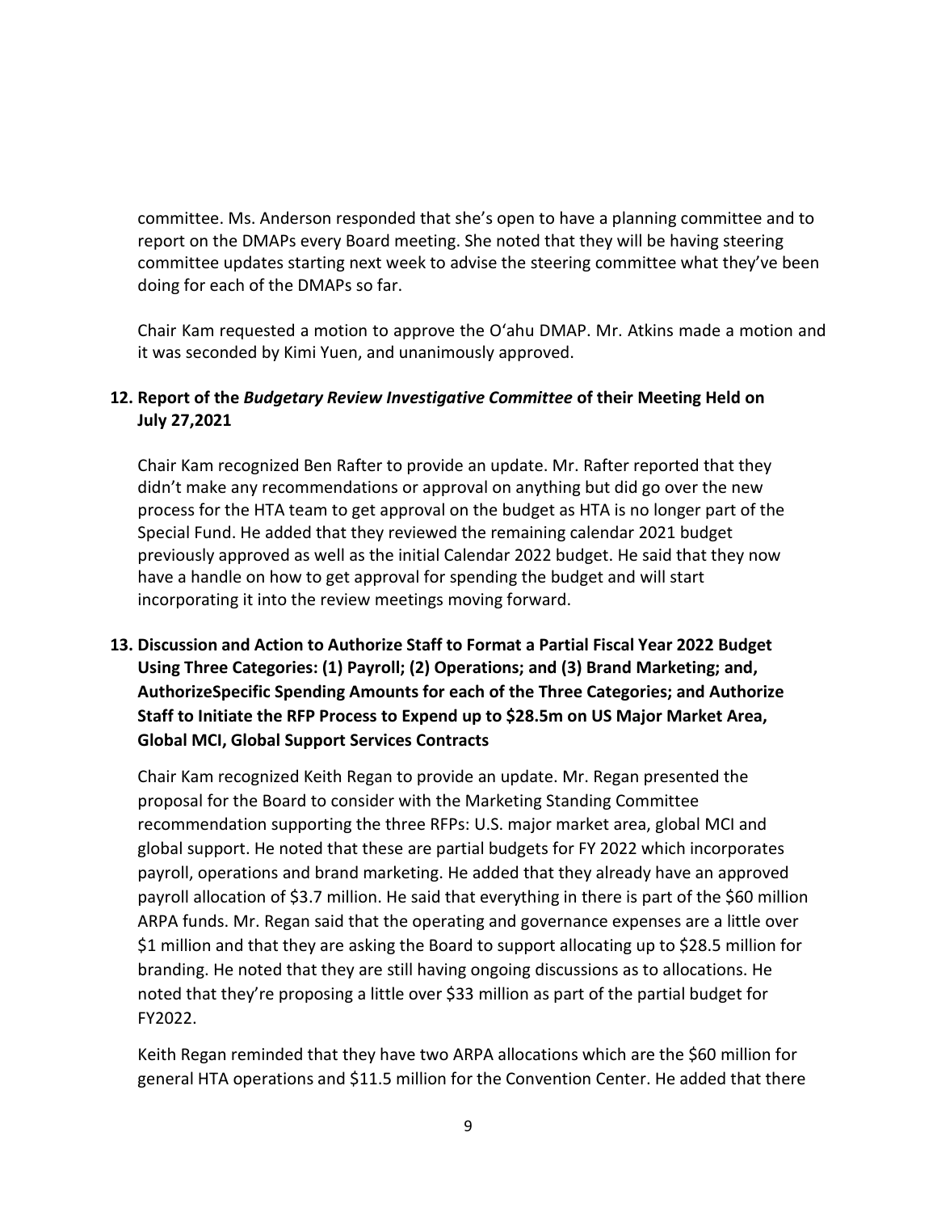committee. Ms. Anderson responded that she's open to have a planning committee and to report on the DMAPs every Board meeting. She noted that they will be having steering committee updates starting next week to advise the steering committee what they've been doing for each of the DMAPs so far.

Chair Kam requested a motion to approve the Oʻahu DMAP. Mr. Atkins made a motion and it was seconded by Kimi Yuen, and unanimously approved.

**12. Report of the *Budgetary Review Investigative Committee* of their Meeting Held on July 27,2021**

Chair Kam recognized Ben Rafter to provide an update. Mr. Rafter reported that they didn't make any recommendations or approval on anything but did go over the new process for the HTA team to get approval on the budget as HTA is no longer part of the Special Fund. He added that they reviewed the remaining calendar 2021 budget previously approved as well as the initial Calendar 2022 budget. He said that they now have a handle on how to get approval for spending the budget and will start incorporating it into the review meetings moving forward.

**13. Discussion and Action to Authorize Staff to Format a Partial Fiscal Year 2022 Budget Using Three Categories: (1) Payroll; (2) Operations; and (3) Brand Marketing; and, AuthorizeSpecific Spending Amounts for each of the Three Categories; and Authorize Staff to Initiate the RFP Process to Expend up to $28.5m on US Major Market Area, Global MCI, Global Support Services Contracts**

Chair Kam recognized Keith Regan to provide an update. Mr. Regan presented the proposal for the Board to consider with the Marketing Standing Committee recommendation supporting the three RFPs: U.S. major market area, global MCI and global support. He noted that these are partial budgets for FY 2022 which incorporates payroll, operations and brand marketing. He added that they already have an approved payroll allocation of $3.7 million. He said that everything in there is part of the $60 million ARPA funds. Mr. Regan said that the operating and governance expenses are a little over $1 million and that they are asking the Board to support allocating up to $28.5 million for branding. He noted that they are still having ongoing discussions as to allocations. He noted that they're proposing a little over $33 million as part of the partial budget for FY2022.

Keith Regan reminded that they have two ARPA allocations which are the $60 million for general HTA operations and $11.5 million for the Convention Center. He added that there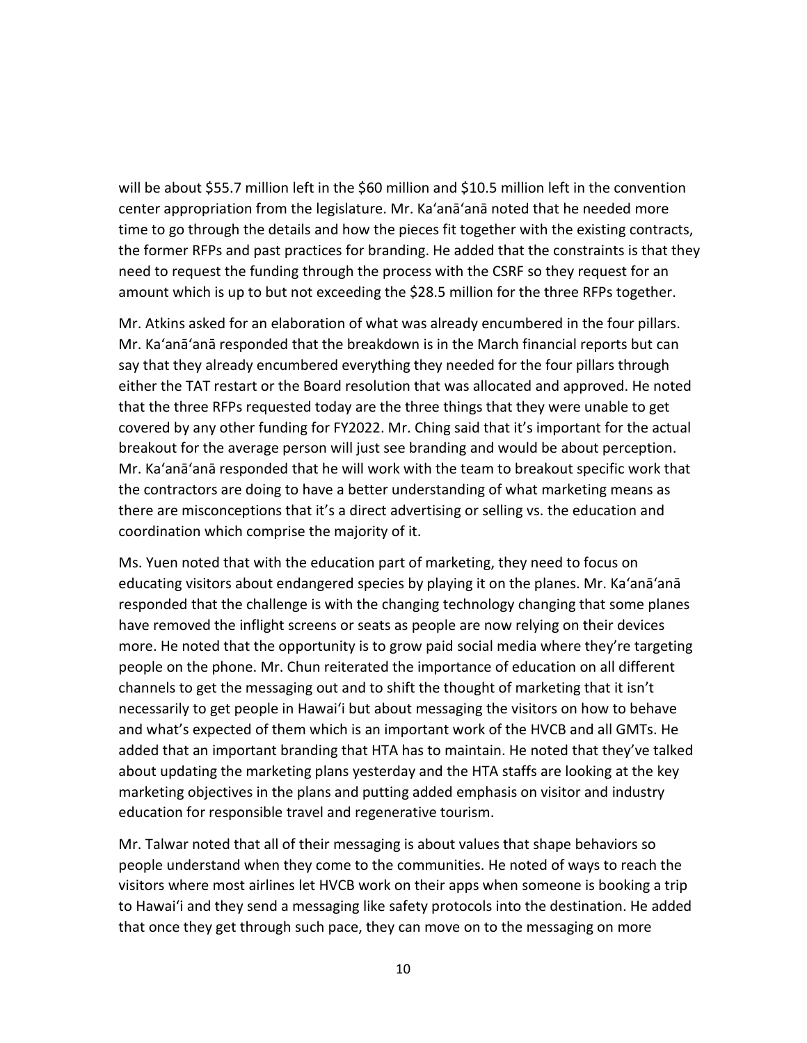will be about $55.7 million left in the $60 million and $10.5 million left in the convention center appropriation from the legislature. Mr. Ka'anā'anā noted that he needed more time to go through the details and how the pieces fit together with the existing contracts, the former RFPs and past practices for branding. He added that the constraints is that they need to request the funding through the process with the CSRF so they request for an amount which is up to but not exceeding the $28.5 million for the three RFPs together.

Mr. Atkins asked for an elaboration of what was already encumbered in the four pillars. Mr. Ka'anā'anā responded that the breakdown is in the March financial reports but can say that they already encumbered everything they needed for the four pillars through either the TAT restart or the Board resolution that was allocated and approved. He noted that the three RFPs requested today are the three things that they were unable to get covered by any other funding for FY2022. Mr. Ching said that it's important for the actual breakout for the average person will just see branding and would be about perception. Mr. Ka'anā'anā responded that he will work with the team to breakout specific work that the contractors are doing to have a better understanding of what marketing means as there are misconceptions that it's a direct advertising or selling vs. the education and coordination which comprise the majority of it.

Ms. Yuen noted that with the education part of marketing, they need to focus on educating visitors about endangered species by playing it on the planes. Mr. Ka'anā'anā responded that the challenge is with the changing technology changing that some planes have removed the inflight screens or seats as people are now relying on their devices more. He noted that the opportunity is to grow paid social media where they're targeting people on the phone. Mr. Chun reiterated the importance of education on all different channels to get the messaging out and to shift the thought of marketing that it isn't necessarily to get people in Hawai'i but about messaging the visitors on how to behave and what's expected of them which is an important work of the HVCB and all GMTs. He added that an important branding that HTA has to maintain. He noted that they've talked about updating the marketing plans yesterday and the HTA staffs are looking at the key marketing objectives in the plans and putting added emphasis on visitor and industry education for responsible travel and regenerative tourism.

Mr. Talwar noted that all of their messaging is about values that shape behaviors so people understand when they come to the communities. He noted of ways to reach the visitors where most airlines let HVCB work on their apps when someone is booking a trip to Hawai'i and they send a messaging like safety protocols into the destination. He added that once they get through such pace, they can move on to the messaging on more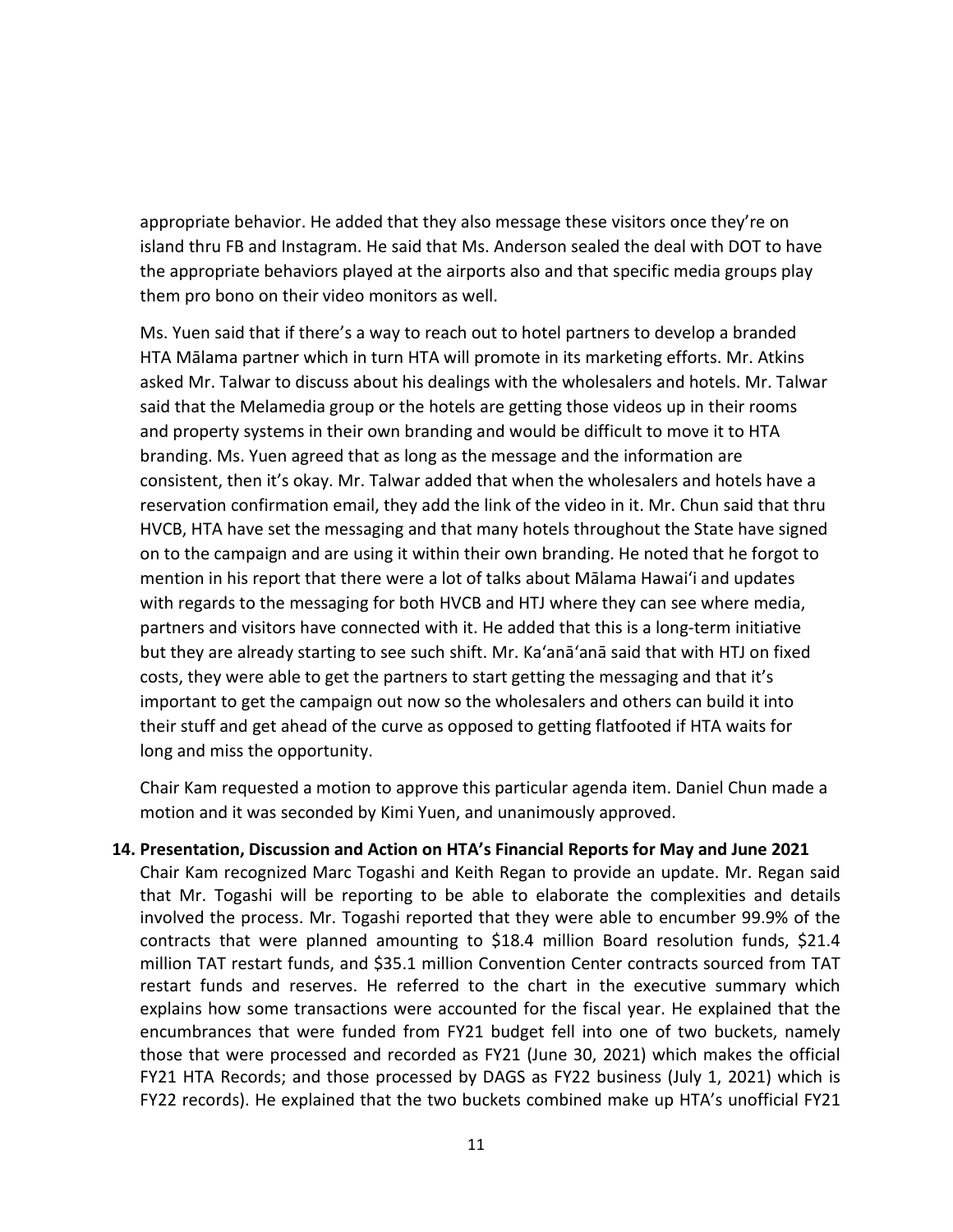appropriate behavior. He added that they also message these visitors once they're on island thru FB and Instagram. He said that Ms. Anderson sealed the deal with DOT to have the appropriate behaviors played at the airports also and that specific media groups play them pro bono on their video monitors as well.

Ms. Yuen said that if there's a way to reach out to hotel partners to develop a branded HTA Mālama partner which in turn HTA will promote in its marketing efforts. Mr. Atkins asked Mr. Talwar to discuss about his dealings with the wholesalers and hotels. Mr. Talwar said that the Melamedia group or the hotels are getting those videos up in their rooms and property systems in their own branding and would be difficult to move it to HTA branding. Ms. Yuen agreed that as long as the message and the information are consistent, then it's okay. Mr. Talwar added that when the wholesalers and hotels have a reservation confirmation email, they add the link of the video in it. Mr. Chun said that thru HVCB, HTA have set the messaging and that many hotels throughout the State have signed on to the campaign and are using it within their own branding. He noted that he forgot to mention in his report that there were a lot of talks about Mālama Hawaiʻi and updates with regards to the messaging for both HVCB and HTJ where they can see where media, partners and visitors have connected with it. He added that this is a long-term initiative but they are already starting to see such shift. Mr. Kaʻanāʻanā said that with HTJ on fixed costs, they were able to get the partners to start getting the messaging and that it's important to get the campaign out now so the wholesalers and others can build it into their stuff and get ahead of the curve as opposed to getting flatfooted if HTA waits for long and miss the opportunity.

Chair Kam requested a motion to approve this particular agenda item. Daniel Chun made a motion and it was seconded by Kimi Yuen, and unanimously approved.

**14. Presentation, Discussion and Action on HTA's Financial Reports for May and June 2021**

Chair Kam recognized Marc Togashi and Keith Regan to provide an update. Mr. Regan said that Mr. Togashi will be reporting to be able to elaborate the complexities and details involved the process. Mr. Togashi reported that they were able to encumber 99.9% of the contracts that were planned amounting to \$18.4 million Board resolution funds, \$21.4 million TAT restart funds, and \$35.1 million Convention Center contracts sourced from TAT restart funds and reserves. He referred to the chart in the executive summary which explains how some transactions were accounted for the fiscal year. He explained that the encumbrances that were funded from FY21 budget fell into one of two buckets, namely those that were processed and recorded as FY21 (June 30, 2021) which makes the official FY21 HTA Records; and those processed by DAGS as FY22 business (July 1, 2021) which is FY22 records). He explained that the two buckets combined make up HTA's unofficial FY21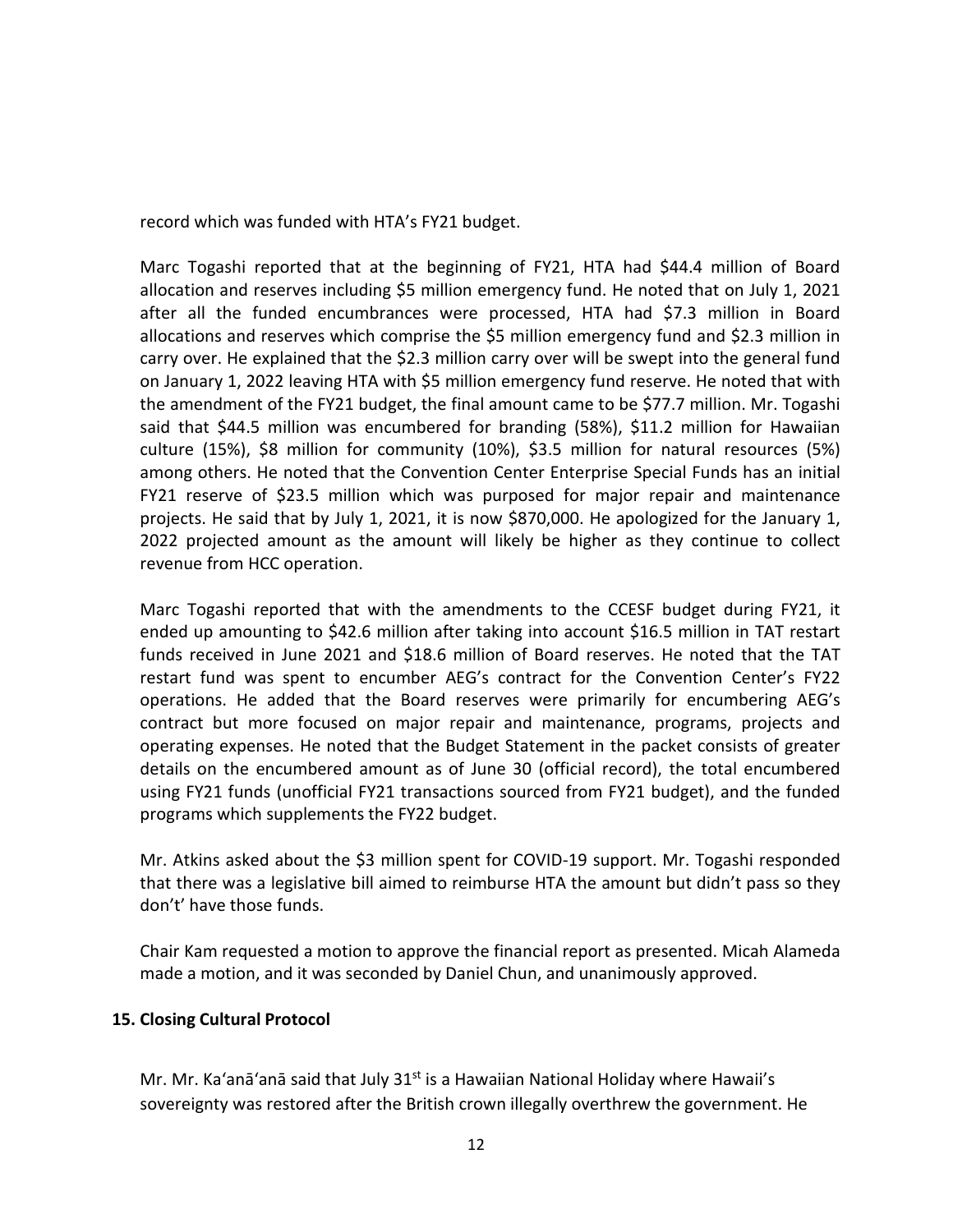record which was funded with HTA's FY21 budget.

Marc Togashi reported that at the beginning of FY21, HTA had $44.4 million of Board allocation and reserves including $5 million emergency fund. He noted that on July 1, 2021 after all the funded encumbrances were processed, HTA had $7.3 million in Board allocations and reserves which comprise the $5 million emergency fund and $2.3 million in carry over. He explained that the $2.3 million carry over will be swept into the general fund on January 1, 2022 leaving HTA with $5 million emergency fund reserve. He noted that with the amendment of the FY21 budget, the final amount came to be $77.7 million. Mr. Togashi said that $44.5 million was encumbered for branding (58%), $11.2 million for Hawaiian culture (15%), $8 million for community (10%), $3.5 million for natural resources (5%) among others. He noted that the Convention Center Enterprise Special Funds has an initial FY21 reserve of $23.5 million which was purposed for major repair and maintenance projects. He said that by July 1, 2021, it is now $870,000. He apologized for the January 1, 2022 projected amount as the amount will likely be higher as they continue to collect revenue from HCC operation.

Marc Togashi reported that with the amendments to the CCESF budget during FY21, it ended up amounting to $42.6 million after taking into account $16.5 million in TAT restart funds received in June 2021 and $18.6 million of Board reserves. He noted that the TAT restart fund was spent to encumber AEG's contract for the Convention Center's FY22 operations. He added that the Board reserves were primarily for encumbering AEG's contract but more focused on major repair and maintenance, programs, projects and operating expenses. He noted that the Budget Statement in the packet consists of greater details on the encumbered amount as of June 30 (official record), the total encumbered using FY21 funds (unofficial FY21 transactions sourced from FY21 budget), and the funded programs which supplements the FY22 budget.

Mr. Atkins asked about the $3 million spent for COVID-19 support. Mr. Togashi responded that there was a legislative bill aimed to reimburse HTA the amount but didn't pass so they don't' have those funds.

Chair Kam requested a motion to approve the financial report as presented. Micah Alameda made a motion, and it was seconded by Daniel Chun, and unanimously approved.

**15. Closing Cultural Protocol**

Mr. Mr. Ka'anā'anā said that July 31st is a Hawaiian National Holiday where Hawaii's sovereignty was restored after the British crown illegally overthrew the government. He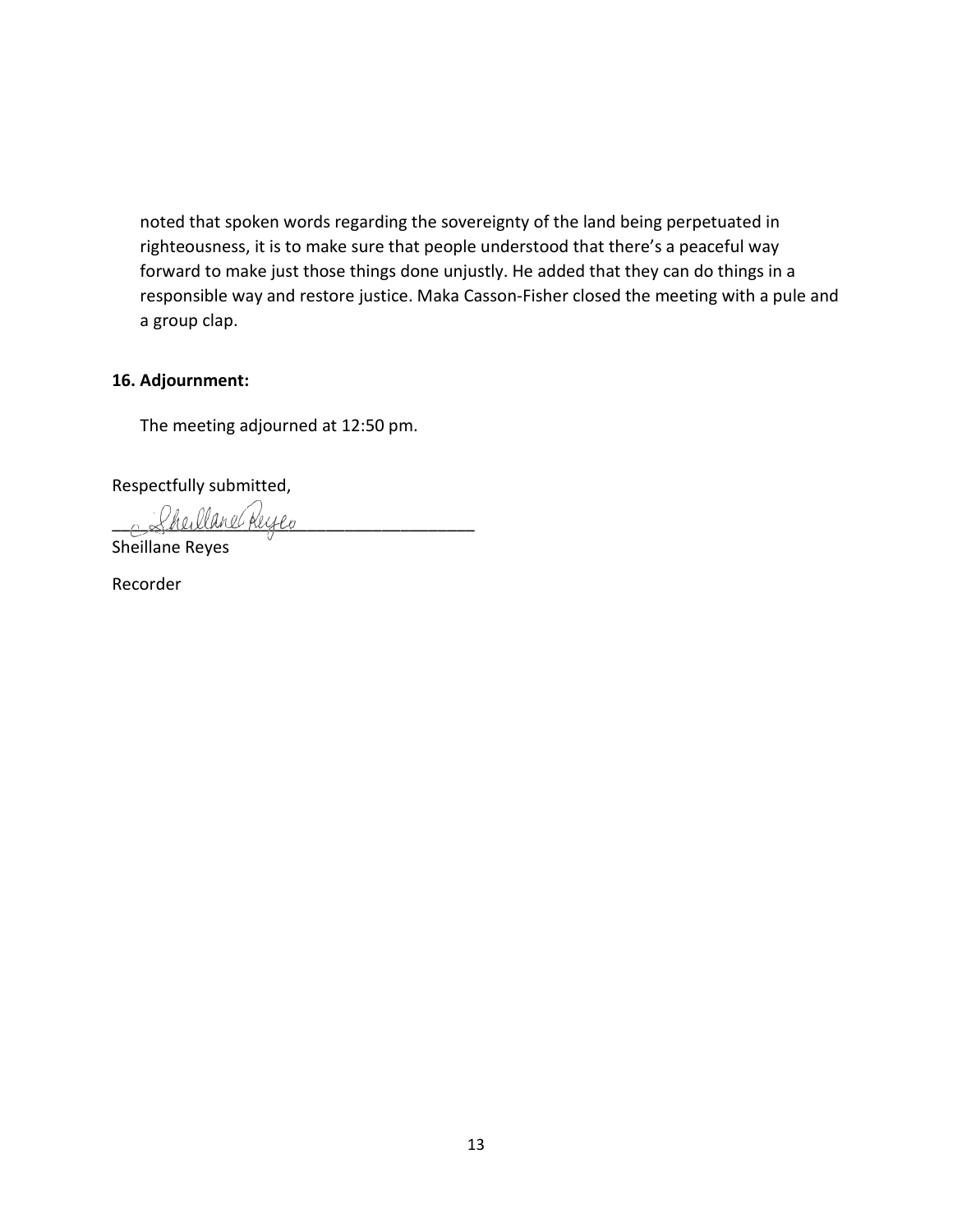noted that spoken words regarding the sovereignty of the land being perpetuated in righteousness, it is to make sure that people understood that there's a peaceful way forward to make just those things done unjustly. He added that they can do things in a responsible way and restore justice. Maka Casson-Fisher closed the meeting with a pule and a group clap.

**16. Adjournment:**

The meeting adjourned at 12:50 pm.

Respectfully submitted,

Sheillane Reyes

Recorder